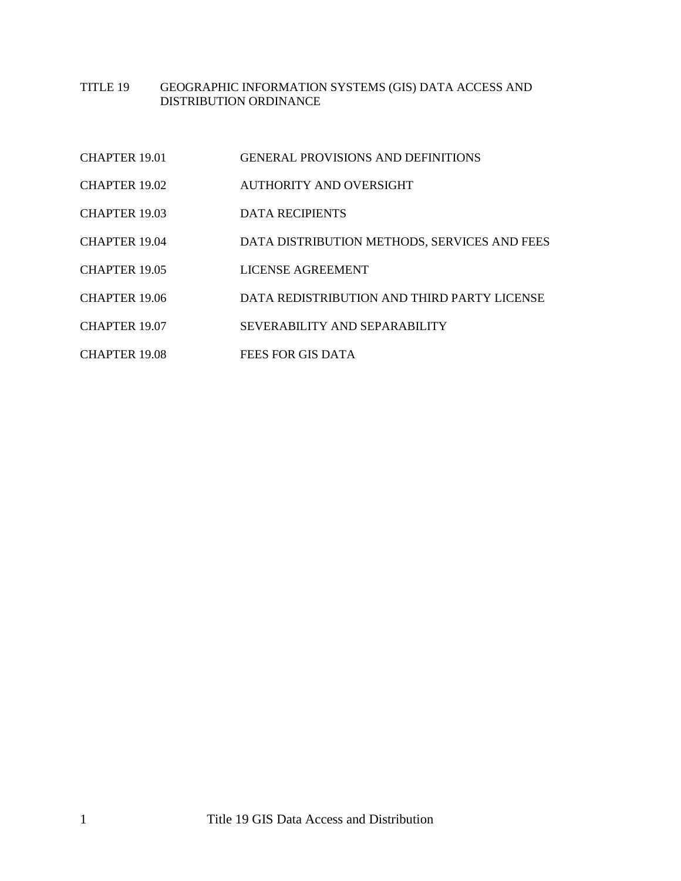# TITLE 19 GEOGRAPHIC INFORMATION SYSTEMS (GIS) DATA ACCESS AND DISTRIBUTION ORDINANCE

| | |
|---|---|
| CHAPTER 19.01 | GENERAL PROVISIONS AND DEFINITIONS |
| CHAPTER 19.02 | AUTHORITY AND OVERSIGHT |
| CHAPTER 19.03 | DATA RECIPIENTS |
| CHAPTER 19.04 | DATA DISTRIBUTION METHODS, SERVICES AND FEES |
| CHAPTER 19.05 | LICENSE AGREEMENT |
| CHAPTER 19.06 | DATA REDISTRIBUTION AND THIRD PARTY LICENSE |
| CHAPTER 19.07 | SEVERABILITY AND SEPARABILITY |
| CHAPTER 19.08 | FEES FOR GIS DATA |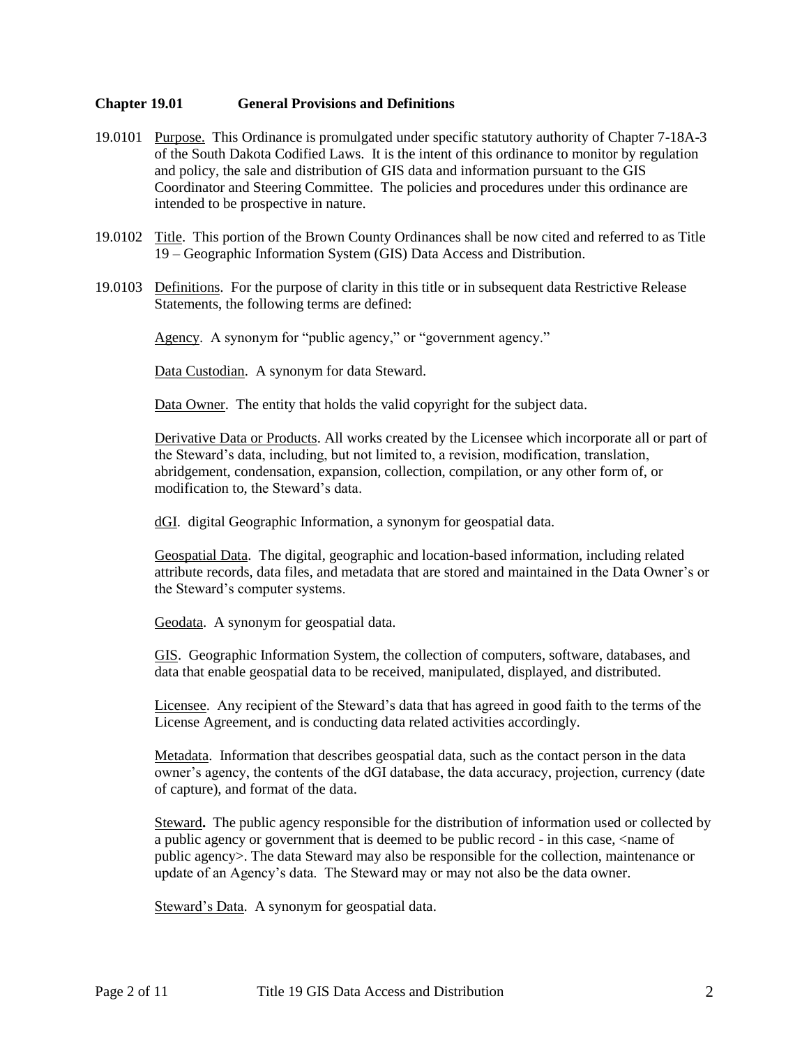## Chapter 19.01 General Provisions and Definitions

19.0101 Purpose. This Ordinance is promulgated under specific statutory authority of Chapter 7-18A-3 of the South Dakota Codified Laws. It is the intent of this ordinance to monitor by regulation and policy, the sale and distribution of GIS data and information pursuant to the GIS Coordinator and Steering Committee. The policies and procedures under this ordinance are intended to be prospective in nature.

19.0102 Title. This portion of the Brown County Ordinances shall be now cited and referred to as Title 19 – Geographic Information System (GIS) Data Access and Distribution.

19.0103 Definitions. For the purpose of clarity in this title or in subsequent data Restrictive Release Statements, the following terms are defined:

Agency. A synonym for "public agency," or "government agency."

Data Custodian. A synonym for data Steward.

Data Owner. The entity that holds the valid copyright for the subject data.

Derivative Data or Products. All works created by the Licensee which incorporate all or part of the Steward's data, including, but not limited to, a revision, modification, translation, abridgement, condensation, expansion, collection, compilation, or any other form of, or modification to, the Steward's data.

dGI. digital Geographic Information, a synonym for geospatial data.

Geospatial Data. The digital, geographic and location-based information, including related attribute records, data files, and metadata that are stored and maintained in the Data Owner's or the Steward's computer systems.

Geodata. A synonym for geospatial data.

GIS. Geographic Information System, the collection of computers, software, databases, and data that enable geospatial data to be received, manipulated, displayed, and distributed.

Licensee. Any recipient of the Steward's data that has agreed in good faith to the terms of the License Agreement, and is conducting data related activities accordingly.

Metadata. Information that describes geospatial data, such as the contact person in the data owner's agency, the contents of the dGI database, the data accuracy, projection, currency (date of capture), and format of the data.

**Steward.** The public agency responsible for the distribution of information used or collected by a public agency or government that is deemed to be public record - in this case, <name of public agency>. The data Steward may also be responsible for the collection, maintenance or update of an Agency's data. The Steward may or may not also be the data owner.

Steward's Data. A synonym for geospatial data.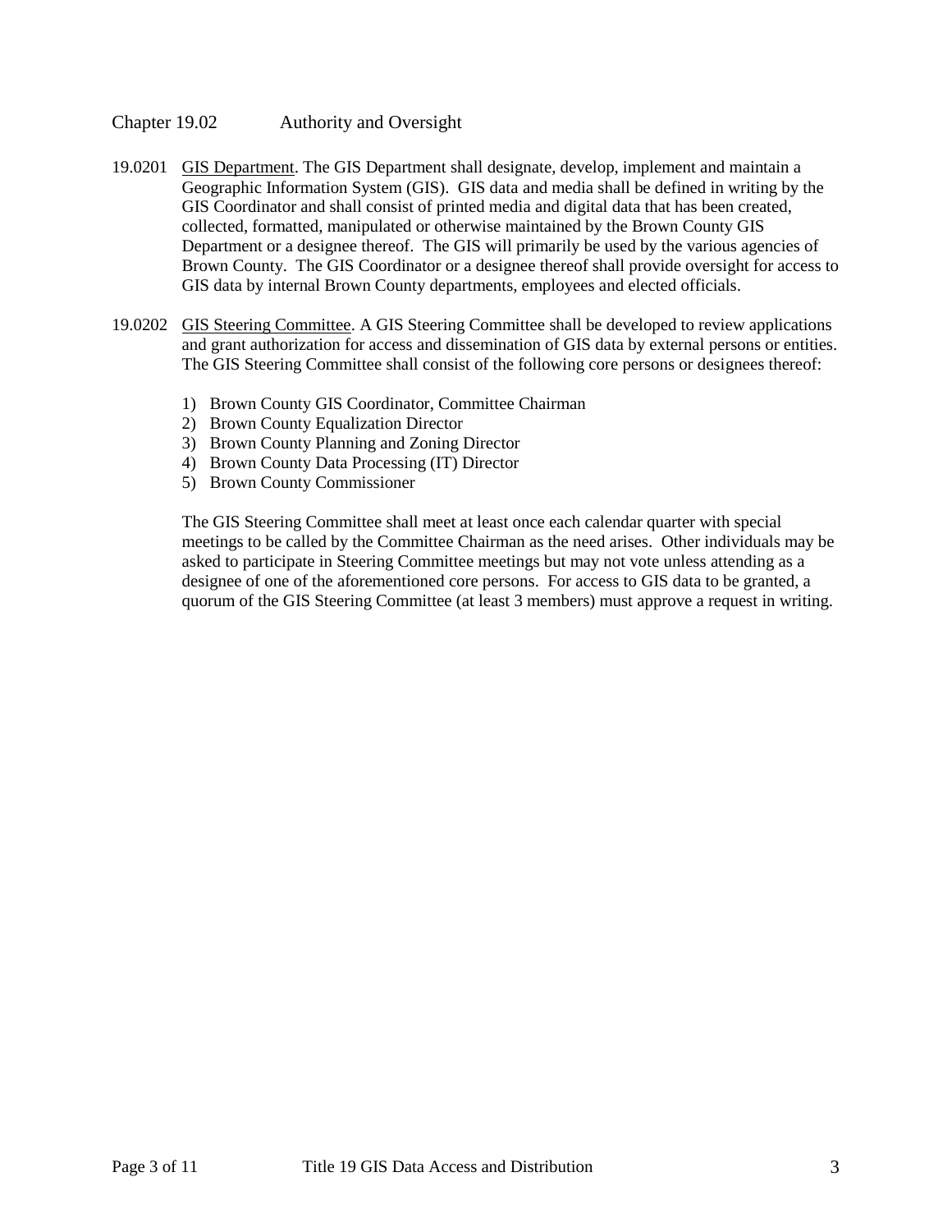## Chapter 19.02 Authority and Oversight

19.0201 GIS Department. The GIS Department shall designate, develop, implement and maintain a Geographic Information System (GIS). GIS data and media shall be defined in writing by the GIS Coordinator and shall consist of printed media and digital data that has been created, collected, formatted, manipulated or otherwise maintained by the Brown County GIS Department or a designee thereof. The GIS will primarily be used by the various agencies of Brown County. The GIS Coordinator or a designee thereof shall provide oversight for access to GIS data by internal Brown County departments, employees and elected officials.

19.0202 GIS Steering Committee. A GIS Steering Committee shall be developed to review applications and grant authorization for access and dissemination of GIS data by external persons or entities. The GIS Steering Committee shall consist of the following core persons or designees thereof:

1) Brown County GIS Coordinator, Committee Chairman
2) Brown County Equalization Director
3) Brown County Planning and Zoning Director
4) Brown County Data Processing (IT) Director
5) Brown County Commissioner

The GIS Steering Committee shall meet at least once each calendar quarter with special meetings to be called by the Committee Chairman as the need arises. Other individuals may be asked to participate in Steering Committee meetings but may not vote unless attending as a designee of one of the aforementioned core persons. For access to GIS data to be granted, a quorum of the GIS Steering Committee (at least 3 members) must approve a request in writing.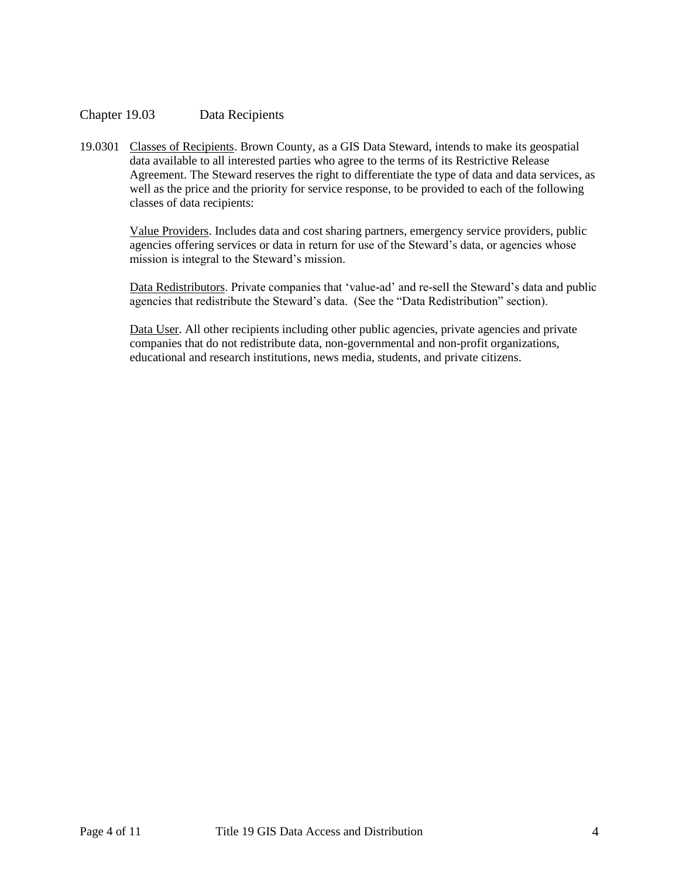## Chapter 19.03 Data Recipients

19.0301 Classes of Recipients. Brown County, as a GIS Data Steward, intends to make its geospatial data available to all interested parties who agree to the terms of its Restrictive Release Agreement. The Steward reserves the right to differentiate the type of data and data services, as well as the price and the priority for service response, to be provided to each of the following classes of data recipients:

Value Providers. Includes data and cost sharing partners, emergency service providers, public agencies offering services or data in return for use of the Steward's data, or agencies whose mission is integral to the Steward's mission.

Data Redistributors. Private companies that 'value-ad' and re-sell the Steward's data and public agencies that redistribute the Steward's data. (See the "Data Redistribution" section).

Data User. All other recipients including other public agencies, private agencies and private companies that do not redistribute data, non-governmental and non-profit organizations, educational and research institutions, news media, students, and private citizens.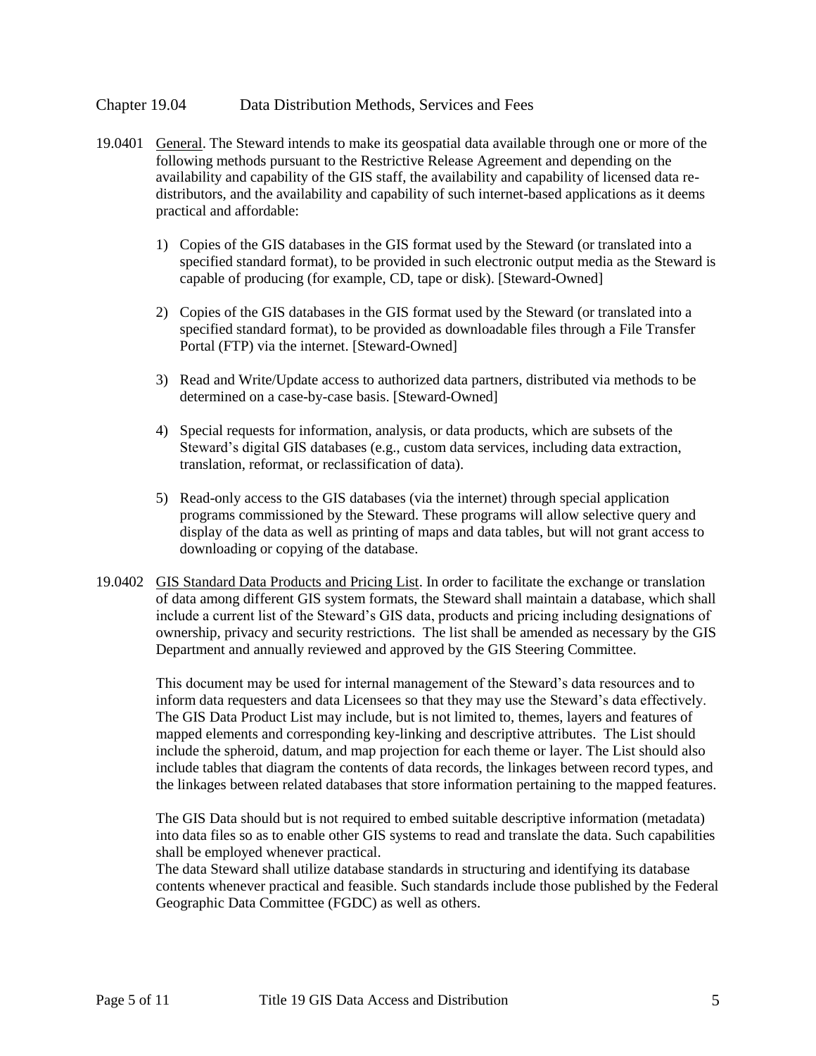## Chapter 19.04 Data Distribution Methods, Services and Fees

19.0401 General. The Steward intends to make its geospatial data available through one or more of the following methods pursuant to the Restrictive Release Agreement and depending on the availability and capability of the GIS staff, the availability and capability of licensed data re-distributors, and the availability and capability of such internet-based applications as it deems practical and affordable:

1) Copies of the GIS databases in the GIS format used by the Steward (or translated into a specified standard format), to be provided in such electronic output media as the Steward is capable of producing (for example, CD, tape or disk). [Steward-Owned]

2) Copies of the GIS databases in the GIS format used by the Steward (or translated into a specified standard format), to be provided as downloadable files through a File Transfer Portal (FTP) via the internet. [Steward-Owned]

3) Read and Write/Update access to authorized data partners, distributed via methods to be determined on a case-by-case basis. [Steward-Owned]

4) Special requests for information, analysis, or data products, which are subsets of the Steward's digital GIS databases (e.g., custom data services, including data extraction, translation, reformat, or reclassification of data).

5) Read-only access to the GIS databases (via the internet) through special application programs commissioned by the Steward. These programs will allow selective query and display of the data as well as printing of maps and data tables, but will not grant access to downloading or copying of the database.

19.0402 GIS Standard Data Products and Pricing List. In order to facilitate the exchange or translation of data among different GIS system formats, the Steward shall maintain a database, which shall include a current list of the Steward's GIS data, products and pricing including designations of ownership, privacy and security restrictions. The list shall be amended as necessary by the GIS Department and annually reviewed and approved by the GIS Steering Committee.

This document may be used for internal management of the Steward's data resources and to inform data requesters and data Licensees so that they may use the Steward's data effectively. The GIS Data Product List may include, but is not limited to, themes, layers and features of mapped elements and corresponding key-linking and descriptive attributes. The List should include the spheroid, datum, and map projection for each theme or layer. The List should also include tables that diagram the contents of data records, the linkages between record types, and the linkages between related databases that store information pertaining to the mapped features.

The GIS Data should but is not required to embed suitable descriptive information (metadata) into data files so as to enable other GIS systems to read and translate the data. Such capabilities shall be employed whenever practical.

The data Steward shall utilize database standards in structuring and identifying its database contents whenever practical and feasible. Such standards include those published by the Federal Geographic Data Committee (FGDC) as well as others.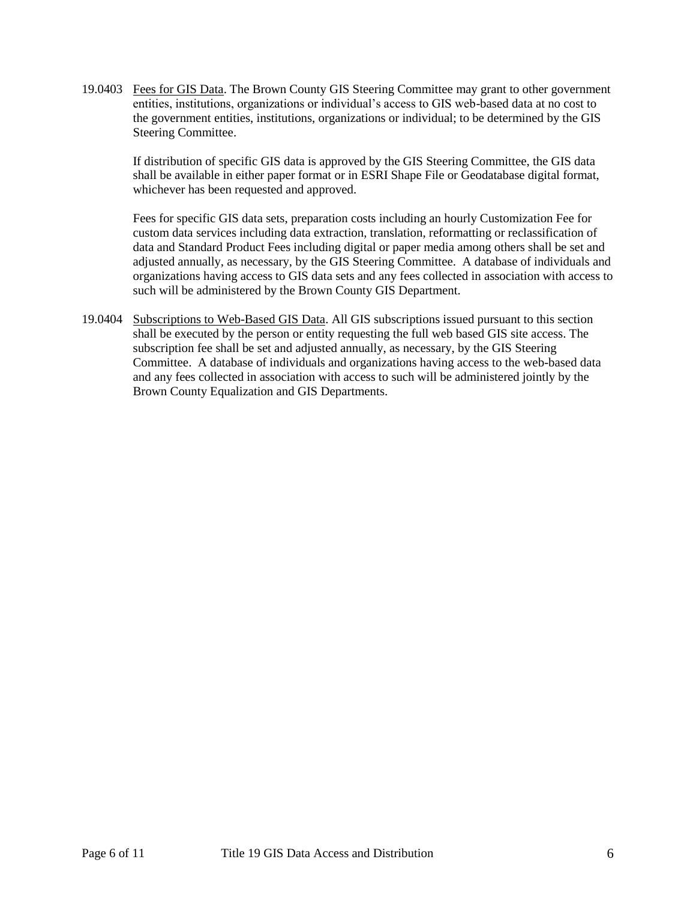19.0403 Fees for GIS Data. The Brown County GIS Steering Committee may grant to other government entities, institutions, organizations or individual's access to GIS web-based data at no cost to the government entities, institutions, organizations or individual; to be determined by the GIS Steering Committee.

If distribution of specific GIS data is approved by the GIS Steering Committee, the GIS data shall be available in either paper format or in ESRI Shape File or Geodatabase digital format, whichever has been requested and approved.

Fees for specific GIS data sets, preparation costs including an hourly Customization Fee for custom data services including data extraction, translation, reformatting or reclassification of data and Standard Product Fees including digital or paper media among others shall be set and adjusted annually, as necessary, by the GIS Steering Committee. A database of individuals and organizations having access to GIS data sets and any fees collected in association with access to such will be administered by the Brown County GIS Department.

19.0404 Subscriptions to Web-Based GIS Data. All GIS subscriptions issued pursuant to this section shall be executed by the person or entity requesting the full web based GIS site access. The subscription fee shall be set and adjusted annually, as necessary, by the GIS Steering Committee. A database of individuals and organizations having access to the web-based data and any fees collected in association with access to such will be administered jointly by the Brown County Equalization and GIS Departments.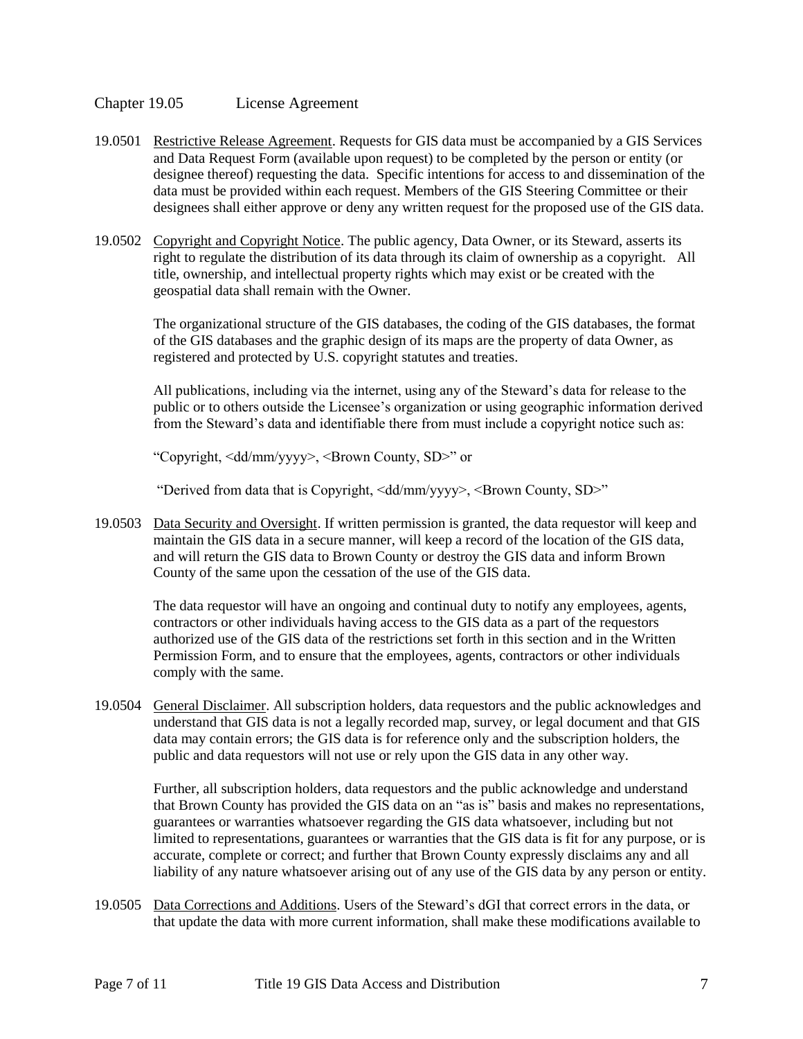## Chapter 19.05 License Agreement

19.0501 Restrictive Release Agreement. Requests for GIS data must be accompanied by a GIS Services and Data Request Form (available upon request) to be completed by the person or entity (or designee thereof) requesting the data. Specific intentions for access to and dissemination of the data must be provided within each request. Members of the GIS Steering Committee or their designees shall either approve or deny any written request for the proposed use of the GIS data.

19.0502 Copyright and Copyright Notice. The public agency, Data Owner, or its Steward, asserts its right to regulate the distribution of its data through its claim of ownership as a copyright. All title, ownership, and intellectual property rights which may exist or be created with the geospatial data shall remain with the Owner.

The organizational structure of the GIS databases, the coding of the GIS databases, the format of the GIS databases and the graphic design of its maps are the property of data Owner, as registered and protected by U.S. copyright statutes and treaties.

All publications, including via the internet, using any of the Steward's data for release to the public or to others outside the Licensee's organization or using geographic information derived from the Steward's data and identifiable there from must include a copyright notice such as:

"Copyright, <dd/mm/yyyy>, <Brown County, SD>" or

"Derived from data that is Copyright, <dd/mm/yyyy>, <Brown County, SD>"

19.0503 Data Security and Oversight. If written permission is granted, the data requestor will keep and maintain the GIS data in a secure manner, will keep a record of the location of the GIS data, and will return the GIS data to Brown County or destroy the GIS data and inform Brown County of the same upon the cessation of the use of the GIS data.

The data requestor will have an ongoing and continual duty to notify any employees, agents, contractors or other individuals having access to the GIS data as a part of the requestors authorized use of the GIS data of the restrictions set forth in this section and in the Written Permission Form, and to ensure that the employees, agents, contractors or other individuals comply with the same.

19.0504 General Disclaimer. All subscription holders, data requestors and the public acknowledges and understand that GIS data is not a legally recorded map, survey, or legal document and that GIS data may contain errors; the GIS data is for reference only and the subscription holders, the public and data requestors will not use or rely upon the GIS data in any other way.

Further, all subscription holders, data requestors and the public acknowledge and understand that Brown County has provided the GIS data on an "as is" basis and makes no representations, guarantees or warranties whatsoever regarding the GIS data whatsoever, including but not limited to representations, guarantees or warranties that the GIS data is fit for any purpose, or is accurate, complete or correct; and further that Brown County expressly disclaims any and all liability of any nature whatsoever arising out of any use of the GIS data by any person or entity.

19.0505 Data Corrections and Additions. Users of the Steward's dGI that correct errors in the data, or that update the data with more current information, shall make these modifications available to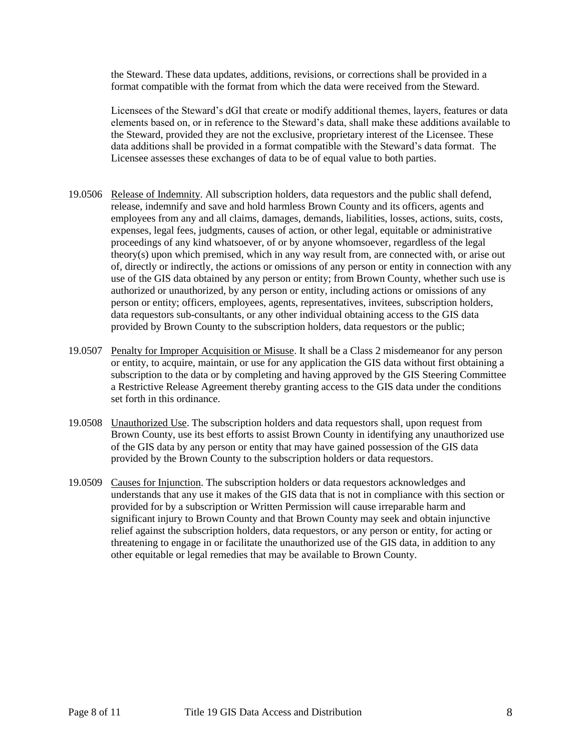the Steward. These data updates, additions, revisions, or corrections shall be provided in a format compatible with the format from which the data were received from the Steward.

Licensees of the Steward's dGI that create or modify additional themes, layers, features or data elements based on, or in reference to the Steward's data, shall make these additions available to the Steward, provided they are not the exclusive, proprietary interest of the Licensee. These data additions shall be provided in a format compatible with the Steward's data format. The Licensee assesses these exchanges of data to be of equal value to both parties.

19.0506 Release of Indemnity. All subscription holders, data requestors and the public shall defend, release, indemnify and save and hold harmless Brown County and its officers, agents and employees from any and all claims, damages, demands, liabilities, losses, actions, suits, costs, expenses, legal fees, judgments, causes of action, or other legal, equitable or administrative proceedings of any kind whatsoever, of or by anyone whomsoever, regardless of the legal theory(s) upon which premised, which in any way result from, are connected with, or arise out of, directly or indirectly, the actions or omissions of any person or entity in connection with any use of the GIS data obtained by any person or entity; from Brown County, whether such use is authorized or unauthorized, by any person or entity, including actions or omissions of any person or entity; officers, employees, agents, representatives, invitees, subscription holders, data requestors sub-consultants, or any other individual obtaining access to the GIS data provided by Brown County to the subscription holders, data requestors or the public;

19.0507 Penalty for Improper Acquisition or Misuse. It shall be a Class 2 misdemeanor for any person or entity, to acquire, maintain, or use for any application the GIS data without first obtaining a subscription to the data or by completing and having approved by the GIS Steering Committee a Restrictive Release Agreement thereby granting access to the GIS data under the conditions set forth in this ordinance.

19.0508 Unauthorized Use. The subscription holders and data requestors shall, upon request from Brown County, use its best efforts to assist Brown County in identifying any unauthorized use of the GIS data by any person or entity that may have gained possession of the GIS data provided by the Brown County to the subscription holders or data requestors.

19.0509 Causes for Injunction. The subscription holders or data requestors acknowledges and understands that any use it makes of the GIS data that is not in compliance with this section or provided for by a subscription or Written Permission will cause irreparable harm and significant injury to Brown County and that Brown County may seek and obtain injunctive relief against the subscription holders, data requestors, or any person or entity, for acting or threatening to engage in or facilitate the unauthorized use of the GIS data, in addition to any other equitable or legal remedies that may be available to Brown County.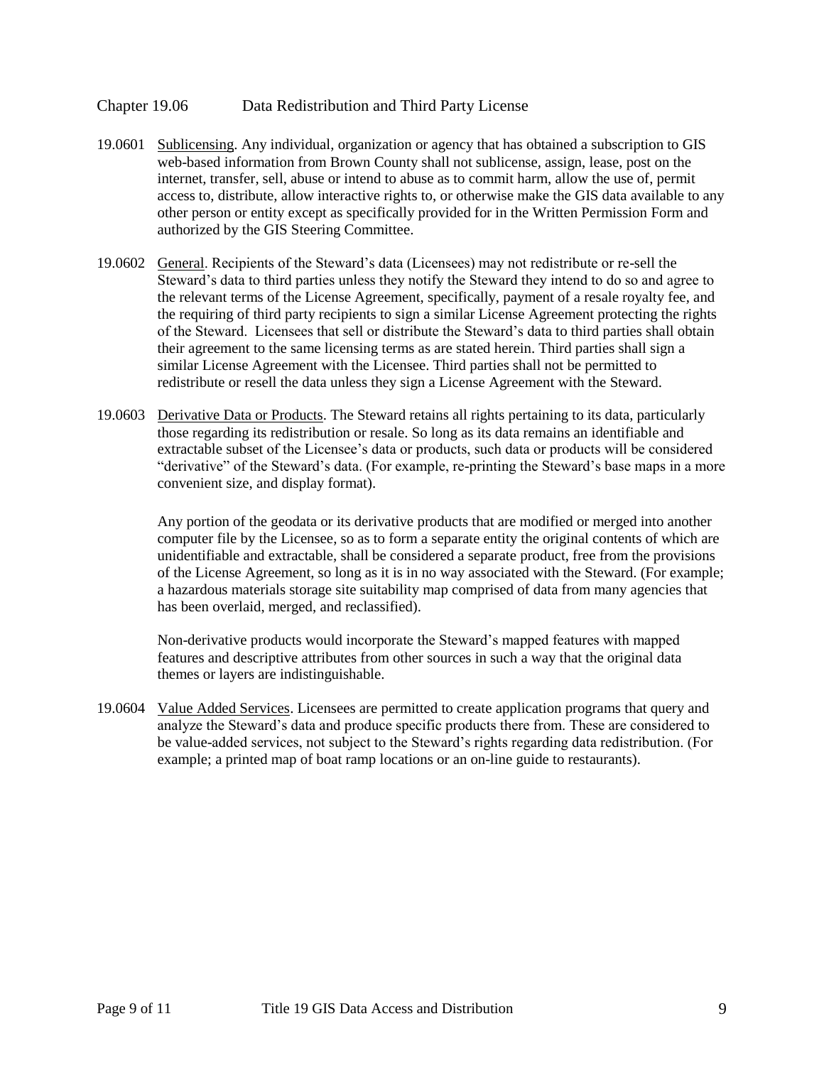## Chapter 19.06 Data Redistribution and Third Party License

19.0601 Sublicensing. Any individual, organization or agency that has obtained a subscription to GIS web-based information from Brown County shall not sublicense, assign, lease, post on the internet, transfer, sell, abuse or intend to abuse as to commit harm, allow the use of, permit access to, distribute, allow interactive rights to, or otherwise make the GIS data available to any other person or entity except as specifically provided for in the Written Permission Form and authorized by the GIS Steering Committee.

19.0602 General. Recipients of the Steward's data (Licensees) may not redistribute or re-sell the Steward's data to third parties unless they notify the Steward they intend to do so and agree to the relevant terms of the License Agreement, specifically, payment of a resale royalty fee, and the requiring of third party recipients to sign a similar License Agreement protecting the rights of the Steward. Licensees that sell or distribute the Steward's data to third parties shall obtain their agreement to the same licensing terms as are stated herein. Third parties shall sign a similar License Agreement with the Licensee. Third parties shall not be permitted to redistribute or resell the data unless they sign a License Agreement with the Steward.

19.0603 Derivative Data or Products. The Steward retains all rights pertaining to its data, particularly those regarding its redistribution or resale. So long as its data remains an identifiable and extractable subset of the Licensee's data or products, such data or products will be considered "derivative" of the Steward's data. (For example, re-printing the Steward's base maps in a more convenient size, and display format).

Any portion of the geodata or its derivative products that are modified or merged into another computer file by the Licensee, so as to form a separate entity the original contents of which are unidentifiable and extractable, shall be considered a separate product, free from the provisions of the License Agreement, so long as it is in no way associated with the Steward. (For example; a hazardous materials storage site suitability map comprised of data from many agencies that has been overlaid, merged, and reclassified).

Non-derivative products would incorporate the Steward's mapped features with mapped features and descriptive attributes from other sources in such a way that the original data themes or layers are indistinguishable.

19.0604 Value Added Services. Licensees are permitted to create application programs that query and analyze the Steward's data and produce specific products there from. These are considered to be value-added services, not subject to the Steward's rights regarding data redistribution. (For example; a printed map of boat ramp locations or an on-line guide to restaurants).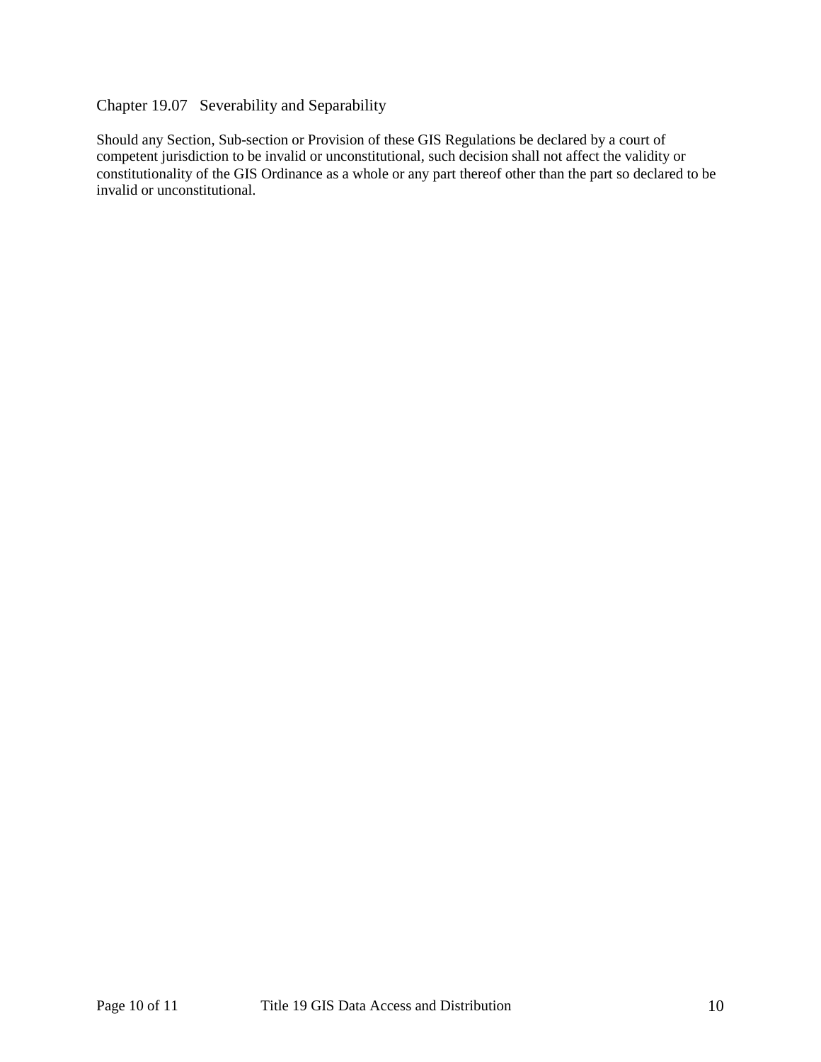## Chapter 19.07 Severability and Separability

Should any Section, Sub-section or Provision of these GIS Regulations be declared by a court of competent jurisdiction to be invalid or unconstitutional, such decision shall not affect the validity or constitutionality of the GIS Ordinance as a whole or any part thereof other than the part so declared to be invalid or unconstitutional.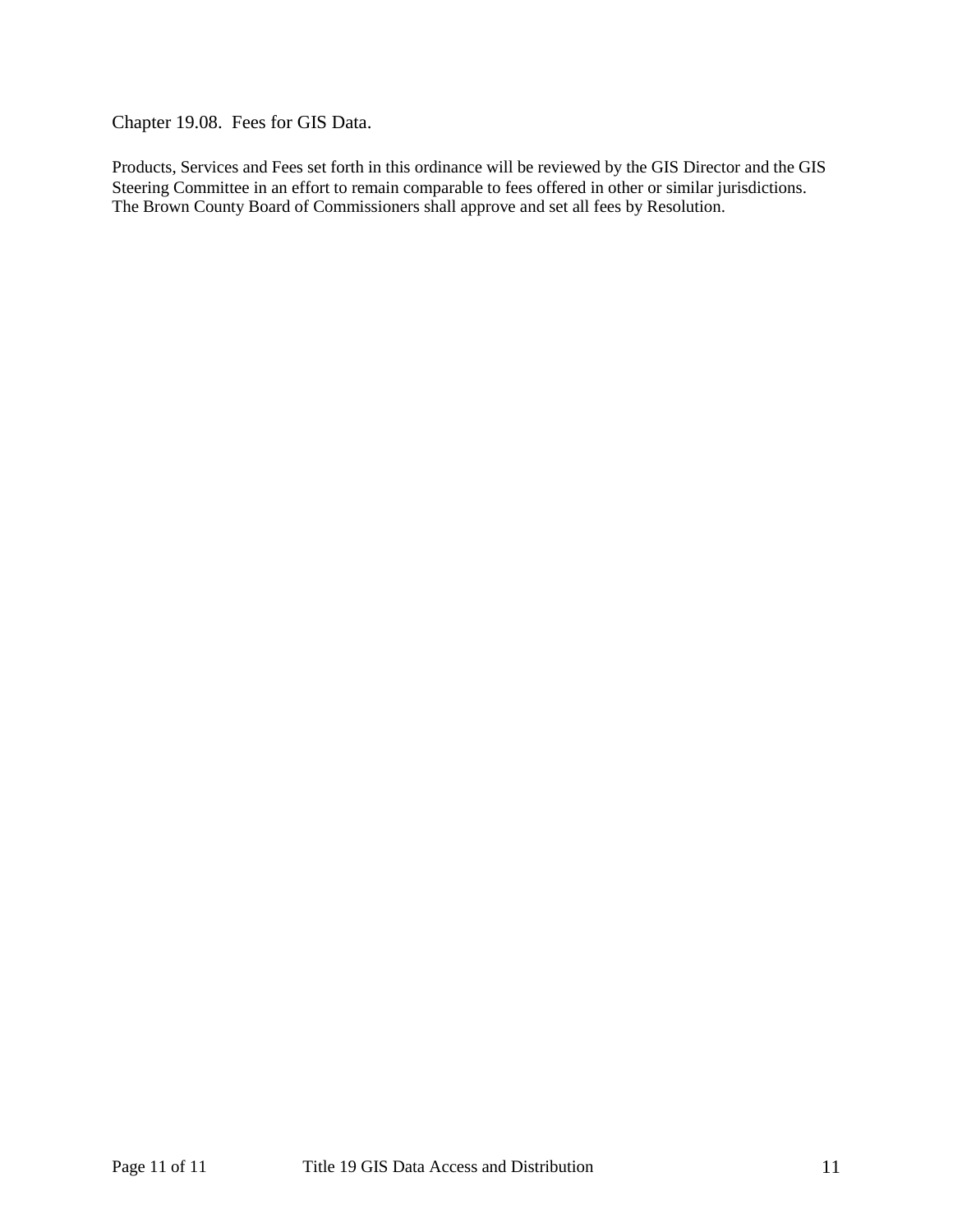## Chapter 19.08. Fees for GIS Data.

Products, Services and Fees set forth in this ordinance will be reviewed by the GIS Director and the GIS Steering Committee in an effort to remain comparable to fees offered in other or similar jurisdictions. The Brown County Board of Commissioners shall approve and set all fees by Resolution.